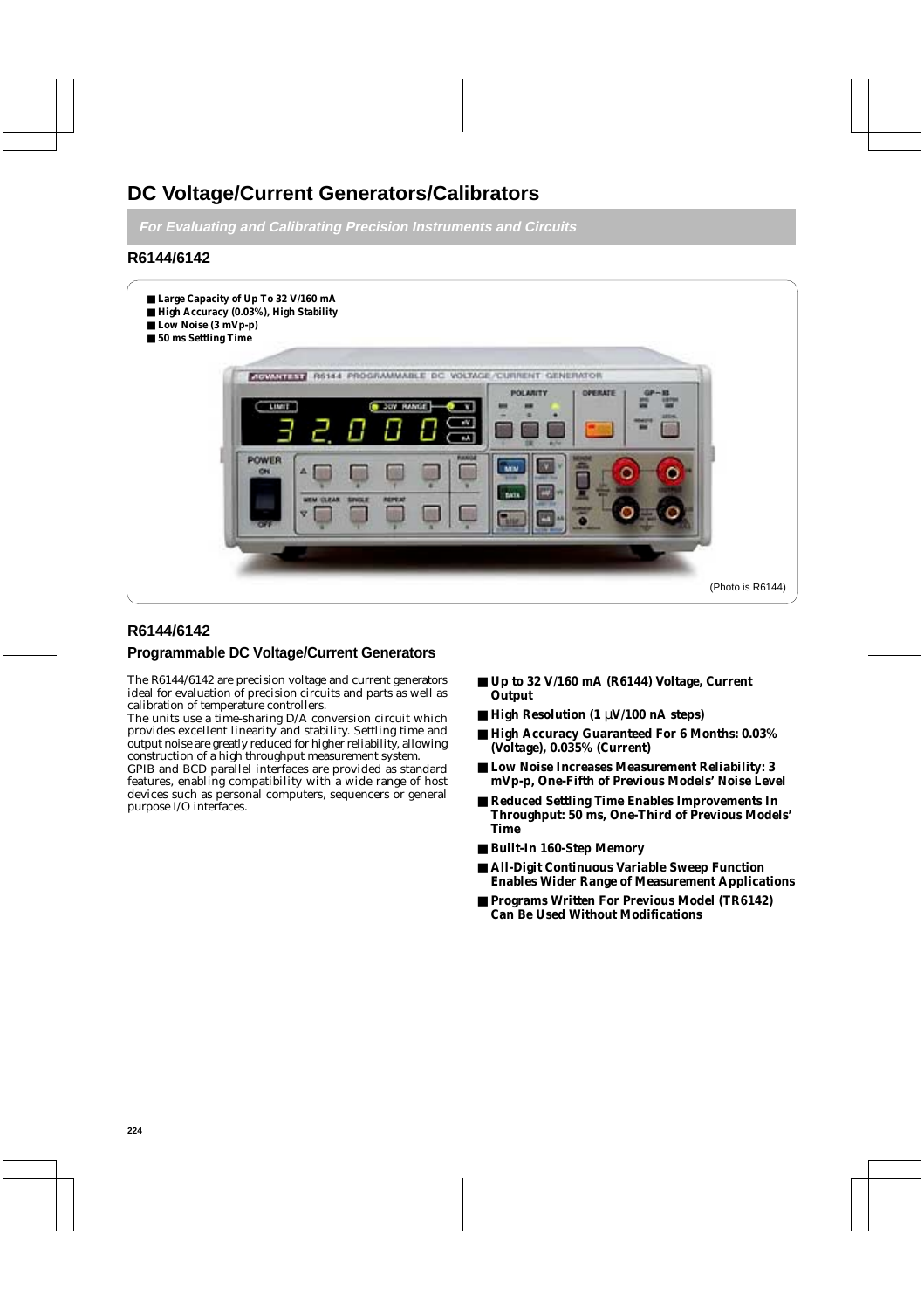# DC Voltage/Current Generators/Calibrators

***For Evaluating and Calibrating Precision Instruments and Circuits***

## R6144/6142

- **Large Capacity of Up To 32 V/160 mA**
- **High Accuracy (0.03%), High Stability**
- **Low Noise (3 mVp-p)**
- **50 ms Settling Time**

(Photo is R6144)

## R6144/6142

### Programmable DC Voltage/Current Generators

The R6144/6142 are precision voltage and current generators ideal for evaluation of precision circuits and parts as well as calibration of temperature controllers.
The units use a time-sharing D/A conversion circuit which provides excellent linearity and stability. Settling time and output noise are greatly reduced for higher reliability, allowing construction of a high throughput measurement system.
GPIB and BCD parallel interfaces are provided as standard features, enabling compatibility with a wide range of host devices such as personal computers, sequencers or general purpose I/O interfaces.

- **Up to 32 V/160 mA (R6144) Voltage, Current Output**
- **High Resolution (1 μV/100 nA steps)**
- **High Accuracy Guaranteed For 6 Months: 0.03% (Voltage), 0.035% (Current)**
- **Low Noise Increases Measurement Reliability: 3 mVp-p, One-Fifth of Previous Models' Noise Level**
- **Reduced Settling Time Enables Improvements In Throughput: 50 ms, One-Third of Previous Models' Time**
- **Built-In 160-Step Memory**
- **All-Digit Continuous Variable Sweep Function Enables Wider Range of Measurement Applications**
- **Programs Written For Previous Model (TR6142) Can Be Used Without Modifications**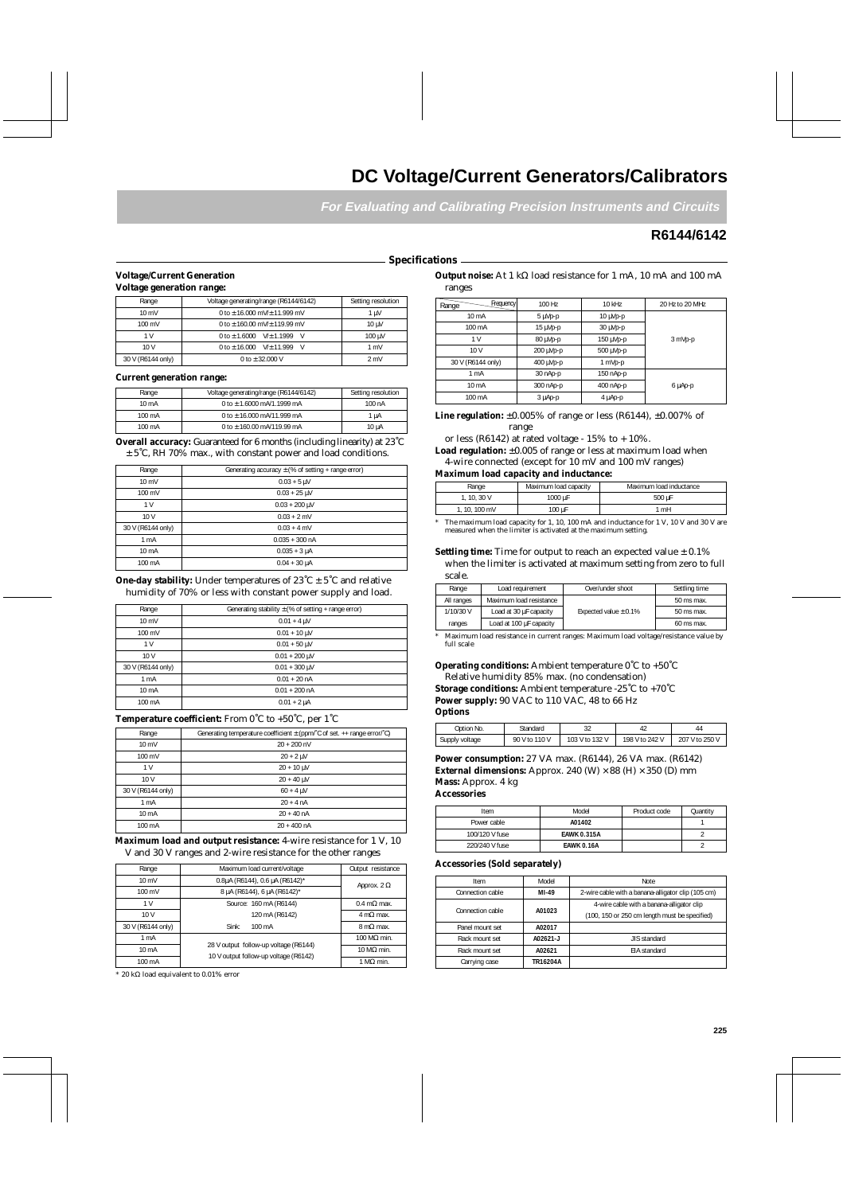# DC Voltage/Current Generators/Calibrators

*For Evaluating and Calibrating Precision Instruments and Circuits*

## R6144/6142

## Specifications

### Voltage/Current Generation

**Voltage generation range:**

| Range | Voltage generating/range (R6144/6142) | Setting resolution |
|---|---|---|
| 10 mV | 0 to ±16.000 mV/±11.999 mV | 1 μV |
| 100 mV | 0 to ±160.00 mV/±119.99 mV | 10 μV |
| 1 V | 0 to ±1.6000 V/±1.1999 V | 100 μV |
| 10 V | 0 to ±16.000 V/±11.999 V | 1 mV |
| 30 V (R6144 only) | 0 to ±32.000 V | 2 mV |

**Current generation range:**

| Range | Voltage generating/range (R6144/6142) | Setting resolution |
|---|---|---|
| 10 mA | 0 to ±1.6000 mA/1.1999 mA | 100 nA |
| 100 mA | 0 to ±16.000 mA/11.999 mA | 1 μA |
| 100 mA | 0 to ±160.00 mA/119.99 mA | 10 μA |

**Overall accuracy:** Guaranteed for 6 months (including linearity) at 23°C ±5°C, RH 70% max., with constant power and load conditions.

| Range | Generating accuracy ±(% of setting + range error) |
|---|---|
| 10 mV | 0.03 + 5 μV |
| 100 mV | 0.03 + 25 μV |
| 1 V | 0.03 + 200 μV |
| 10 V | 0.03 + 2 mV |
| 30 V (R6144 only) | 0.03 + 4 mV |
| 1 mA | 0.035 + 300 nA |
| 10 mA | 0.035 + 3 μA |
| 100 mA | 0.04 + 30 μA |

**One-day stability:** Under temperatures of 23°C ±5°C and relative humidity of 70% or less with constant power supply and load.

| Range | Generating stability ±(% of setting + range error) |
|---|---|
| 10 mV | 0.01 + 4 μV |
| 100 mV | 0.01 + 10 μV |
| 1 V | 0.01 + 50 μV |
| 10 V | 0.01 + 200 μV |
| 30 V (R6144 only) | 0.01 + 300 μV |
| 1 mA | 0.01 + 20 nA |
| 10 mA | 0.01 + 200 nA |
| 100 mA | 0.01 + 2 μA |

**Temperature coefficient:** From 0°C to +50°C, per 1°C

| Range | Generating temperature coefficient ±(ppm/°C of set. ++ range error/°C) |
|---|---|
| 10 mV | 20 + 200 nV |
| 100 mV | 20 + 2 μV |
| 1 V | 20 + 10 μV |
| 10 V | 20 + 40 μV |
| 30 V (R6144 only) | 60 + 4 μV |
| 1 mA | 20 + 4 nA |
| 10 mA | 20 + 40 nA |
| 100 mA | 20 + 400 nA |

**Maximum load and output resistance:** 4-wire resistance for 1 V, 10 V and 30 V ranges and 2-wire resistance for the other ranges

| Range | Maximum load current/voltage | Output resistance |
|---|---|---|
| 10 mV | 0.8μA (R6144), 0.6 μA (R6142)* | Approx. 2 Ω |
| 100 mV | 8 μA (R6144), 6 μA (R6142)* | |
| 1 V | Source: 160 mA (R6144) | 0.4 mΩ max. |
| 10 V | 120 mA (R6142) | 4 mΩ max. |
| 30 V (R6144 only) | Sink: 100 mA | 8 mΩ max. |
| 1 mA | 28 V output follow-up voltage (R6144) | 100 MΩ min. |
| 10 mA | 10 V output follow-up voltage (R6142) | 10 MΩ min. |
| 100 mA | | 1 MΩ min. |

\* 20 kΩ load equivalent to 0.01% error

**Output noise:** At 1 kΩ load resistance for 1 mA, 10 mA and 100 mA ranges

| Range \ Frequency | 100 Hz | 10 kHz | 20 Hz to 20 MHz |
|---|---|---|---|
| 10 mA | 5 μVp-p | 10 μVp-p | 3 mVp-p |
| 100 mA | 15 μVp-p | 30 μVp-p | |
| 1 V | 80 μVp-p | 150 μVp-p | |
| 10 V | 200 μVp-p | 500 μVp-p | |
| 30 V (R6144 only) | 400 μVp-p | 1 mVp-p | |
| 1 mA | 30 nAp-p | 150 nAp-p | 6 μAp-p |
| 10 mA | 300 nAp-p | 400 nAp-p | |
| 100 mA | 3 μAp-p | 4 μAp-p | |

**Line regulation:** ±0.005% of range or less (R6144), ±0.007% of range or less (R6142) at rated voltage - 15% to + 10%.

**Load regulation:** ±0.005 of range or less at maximum load when 4-wire connected (except for 10 mV and 100 mV ranges)

**Maximum load capacity and inductance:**

| Range | Maximum load capacity | Maximum load inductance |
|---|---|---|
| 1, 10, 30 V | 1000 μF | 500 μF |
| 1, 10, 100 mV | 100 μF | 1 mH |

\* The maximum load capacity for 1, 10, 100 mA and inductance for 1 V, 10 V and 30 V are measured when the limiter is activated at the maximum setting.

**Settling time:** Time for output to reach an expected value ±0.1% when the limiter is activated at maximum setting from zero to full scale.

| Range | Load requirement | Over/under shoot | Settling time |
|---|---|---|---|
| All ranges | Maximum load resistance | Expected value ±0.1% | 50 ms max. |
| 1/10/30 V | Load at 30 μF capacity | | 50 ms max. |
| ranges | Load at 100 μF capacity | | 60 ms max. |

\* Maximum load resistance in current ranges: Maximum load voltage/resistance value by full scale

**Operating conditions:** Ambient temperature 0°C to +50°C Relative humidity 85% max. (no condensation)

**Storage conditions:** Ambient temperature -25°C to +70°C

**Power supply:** 90 VAC to 110 VAC, 48 to 66 Hz

**Options**

| Option No. | Standard | 32 | 42 | 44 |
|---|---|---|---|---|
| Supply voltage | 90 V to 110 V | 103 V to 132 V | 198 V to 242 V | 207 V to 250 V |

**Power consumption:** 27 VA max. (R6144), 26 VA max. (R6142)

**External dimensions:** Approx. 240 (W) × 88 (H) × 350 (D) mm

**Mass:** Approx. 4 kg

**Accessories**

| Item | Model | Product code | Quantity |
|---|---|---|---|
| Power cable | A01402 | | 1 |
| 100/120 V fuse | EAWK 0.315A | | 2 |
| 220/240 V fuse | EAWK 0.16A | | 2 |

**Accessories (Sold separately)**

| Item | Model | Note |
|---|---|---|
| Connection cable | MI-49 | 2-wire cable with a banana-alligator clip (105 cm) |
| Connection cable | A01023 | 4-wire cable with a banana-alligator clip (100, 150 or 250 cm length must be specified) |
| Panel mount set | A02017 | |
| Rack mount set | A02621-J | JIS standard |
| Rack mount set | A02621 | EIA standard |
| Carrying case | TR16204A | |